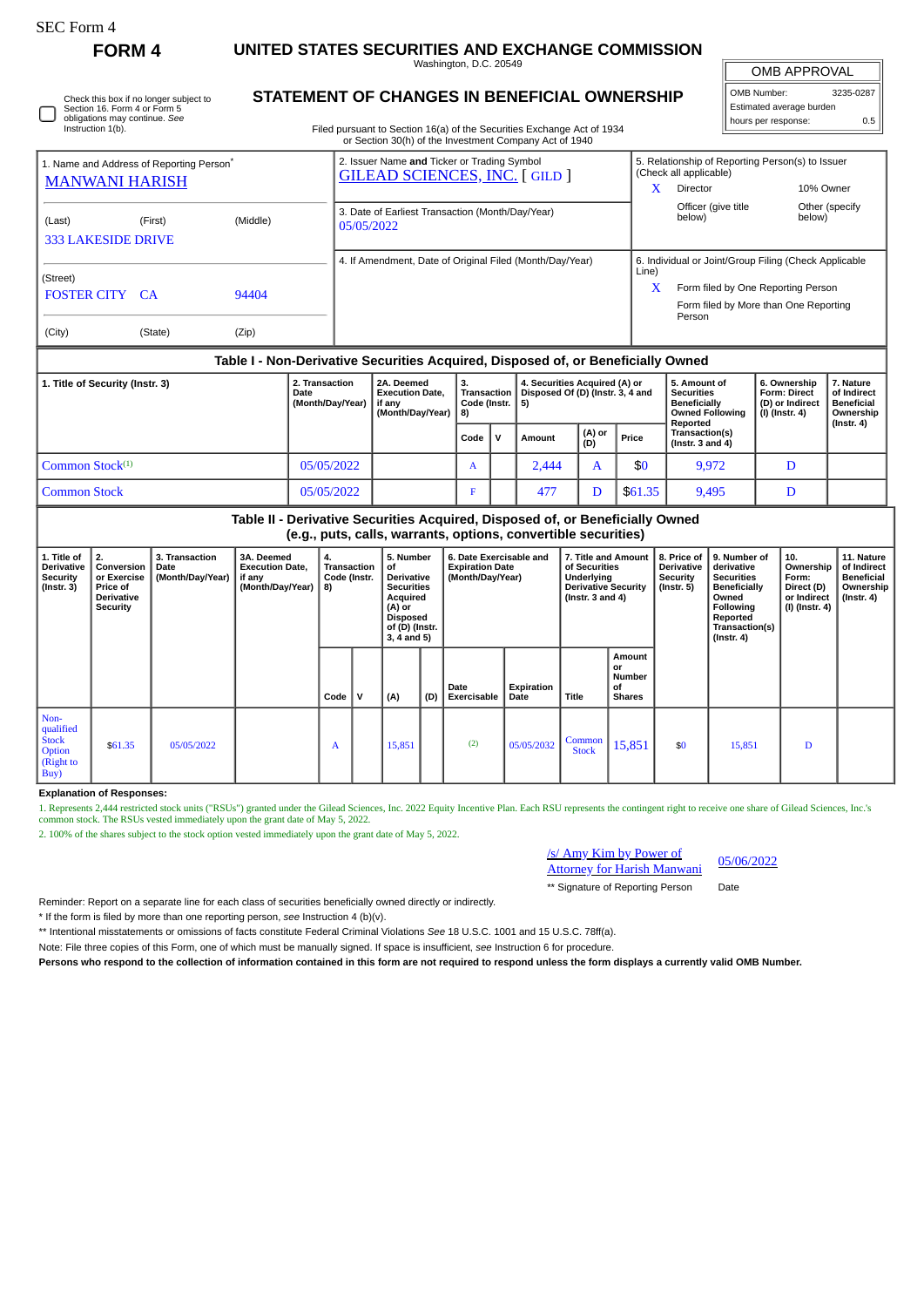SEC Form 4

**FORM 4**

# UNITED STATES SECURITIES AND EXCHANGE COMMISSION

Washington, D.C. 20549

## STATEMENT OF CHANGES IN BENEFICIAL OWNERSHIP

Filed pursuant to Section 16(a) of the Securities Exchange Act of 1934 or Section 30(h) of the Investment Company Act of 1940

| OMB APPROVAL | |
|---|---|
| OMB Number: | 3235-0287 |
| Estimated average burden | |
| hours per response: | 0.5 |

☐ Check this box if no longer subject to Section 16. Form 4 or Form 5 obligations may continue. *See* Instruction 1(b).

| | | |
|---|---|---|
| 1. Name and Address of Reporting Person* MANWANI HARISH (Last) (First) (Middle) 333 LAKESIDE DRIVE (Street) FOSTER CITY CA 94404 (City) (State) (Zip) | 2. Issuer Name **and** Ticker or Trading Symbol GILEAD SCIENCES, INC. [ GILD ] | 5. Relationship of Reporting Person(s) to Issuer (Check all applicable) X Director; 10% Owner; Officer (give title below); Other (specify below) |
| | 3. Date of Earliest Transaction (Month/Day/Year) 05/05/2022 | |
| | 4. If Amendment, Date of Original Filed (Month/Day/Year) | 6. Individual or Joint/Group Filing (Check Applicable Line) X Form filed by One Reporting Person; Form filed by More than One Reporting Person |

### Table I - Non-Derivative Securities Acquired, Disposed of, or Beneficially Owned

| 1. Title of Security (Instr. 3) | 2. Transaction Date (Month/Day/Year) | 2A. Deemed Execution Date, if any (Month/Day/Year) | 3. Transaction Code (Instr. 8) | | 4. Securities Acquired (A) or Disposed Of (D) (Instr. 3, 4 and 5) | | | 5. Amount of Securities Beneficially Owned Following Reported Transaction(s) (Instr. 3 and 4) | 6. Ownership Form: Direct (D) or Indirect (I) (Instr. 4) | 7. Nature of Indirect Beneficial Ownership (Instr. 4) |
|---|---|---|---|---|---|---|---|---|---|---|
| | | | Code | V | Amount | (A) or (D) | Price | | | |
| Common Stock[(1)] | 05/05/2022 | | A | | 2,444 | A | $0 | 9,972 | D | |
| Common Stock | 05/05/2022 | | F | | 477 | D | $61.35 | 9,495 | D | |

### Table II - Derivative Securities Acquired, Disposed of, or Beneficially Owned (e.g., puts, calls, warrants, options, convertible securities)

| 1. Title of Derivative Security (Instr. 3) | 2. Conversion or Exercise Price of Derivative Security | 3. Transaction Date (Month/Day/Year) | 3A. Deemed Execution Date, if any (Month/Day/Year) | 4. Transaction Code (Instr. 8) | | 5. Number of Derivative Securities Acquired (A) or Disposed of (D) (Instr. 3, 4 and 5) | | 6. Date Exercisable and Expiration Date (Month/Day/Year) | | 7. Title and Amount of Securities Underlying Derivative Security (Instr. 3 and 4) | | 8. Price of Derivative Security (Instr. 5) | 9. Number of derivative Securities Beneficially Owned Following Reported Transaction(s) (Instr. 4) | 10. Ownership Form: Direct (D) or Indirect (I) (Instr. 4) | 11. Nature of Indirect Beneficial Ownership (Instr. 4) |
|---|---|---|---|---|---|---|---|---|---|---|---|---|---|---|---|
| | | | | Code | V | (A) | (D) | Date Exercisable | Expiration Date | Title | Amount or Number of Shares | | | | |
| Non-qualified Stock Option (Right to Buy) | $61.35 | 05/05/2022 | | A | | 15,851 | | (2) | 05/05/2032 | Common Stock | 15,851 | $0 | 15,851 | D | |

**Explanation of Responses:**

1. Represents 2,444 restricted stock units ("RSUs") granted under the Gilead Sciences, Inc. 2022 Equity Incentive Plan. Each RSU represents the contingent right to receive one share of Gilead Sciences, Inc.'s common stock. The RSUs vested immediately upon the grant date of May 5, 2022.

2. 100% of the shares subject to the stock option vested immediately upon the grant date of May 5, 2022.

| | |
|---|---|
| /s/ Amy Kim by Power of Attorney for Harish Manwani | 05/06/2022 |
| ** Signature of Reporting Person | Date |

Reminder: Report on a separate line for each class of securities beneficially owned directly or indirectly.

\* If the form is filed by more than one reporting person, *see* Instruction 4 (b)(v).

** Intentional misstatements or omissions of facts constitute Federal Criminal Violations *See* 18 U.S.C. 1001 and 15 U.S.C. 78ff(a).

Note: File three copies of this Form, one of which must be manually signed. If space is insufficient, *see* Instruction 6 for procedure.

**Persons who respond to the collection of information contained in this form are not required to respond unless the form displays a currently valid OMB Number.**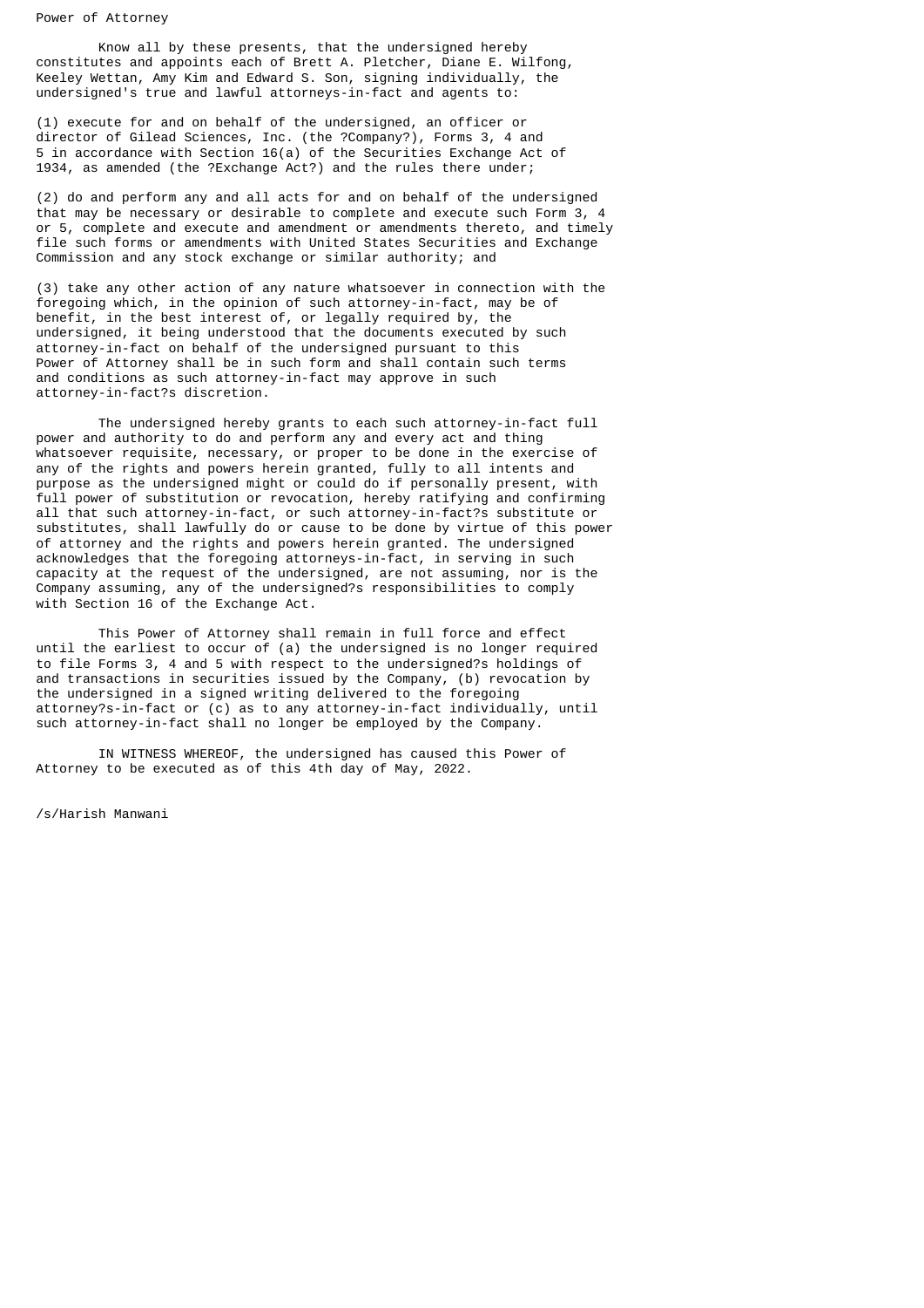Power of Attorney

Know all by these presents, that the undersigned hereby constitutes and appoints each of Brett A. Pletcher, Diane E. Wilfong, Keeley Wettan, Amy Kim and Edward S. Son, signing individually, the undersigned's true and lawful attorneys-in-fact and agents to:

(1) execute for and on behalf of the undersigned, an officer or director of Gilead Sciences, Inc. (the ?Company?), Forms 3, 4 and 5 in accordance with Section 16(a) of the Securities Exchange Act of 1934, as amended (the ?Exchange Act?) and the rules there under;

(2) do and perform any and all acts for and on behalf of the undersigned that may be necessary or desirable to complete and execute such Form 3, 4 or 5, complete and execute and amendment or amendments thereto, and timely file such forms or amendments with United States Securities and Exchange Commission and any stock exchange or similar authority; and

(3) take any other action of any nature whatsoever in connection with the foregoing which, in the opinion of such attorney-in-fact, may be of benefit, in the best interest of, or legally required by, the undersigned, it being understood that the documents executed by such attorney-in-fact on behalf of the undersigned pursuant to this Power of Attorney shall be in such form and shall contain such terms and conditions as such attorney-in-fact may approve in such attorney-in-fact?s discretion.

The undersigned hereby grants to each such attorney-in-fact full power and authority to do and perform any and every act and thing whatsoever requisite, necessary, or proper to be done in the exercise of any of the rights and powers herein granted, fully to all intents and purpose as the undersigned might or could do if personally present, with full power of substitution or revocation, hereby ratifying and confirming all that such attorney-in-fact, or such attorney-in-fact?s substitute or substitutes, shall lawfully do or cause to be done by virtue of this power of attorney and the rights and powers herein granted. The undersigned acknowledges that the foregoing attorneys-in-fact, in serving in such capacity at the request of the undersigned, are not assuming, nor is the Company assuming, any of the undersigned?s responsibilities to comply with Section 16 of the Exchange Act.

This Power of Attorney shall remain in full force and effect until the earliest to occur of (a) the undersigned is no longer required to file Forms 3, 4 and 5 with respect to the undersigned?s holdings of and transactions in securities issued by the Company, (b) revocation by the undersigned in a signed writing delivered to the foregoing attorney?s-in-fact or (c) as to any attorney-in-fact individually, until such attorney-in-fact shall no longer be employed by the Company.

IN WITNESS WHEREOF, the undersigned has caused this Power of Attorney to be executed as of this 4th day of May, 2022.

/s/Harish Manwani